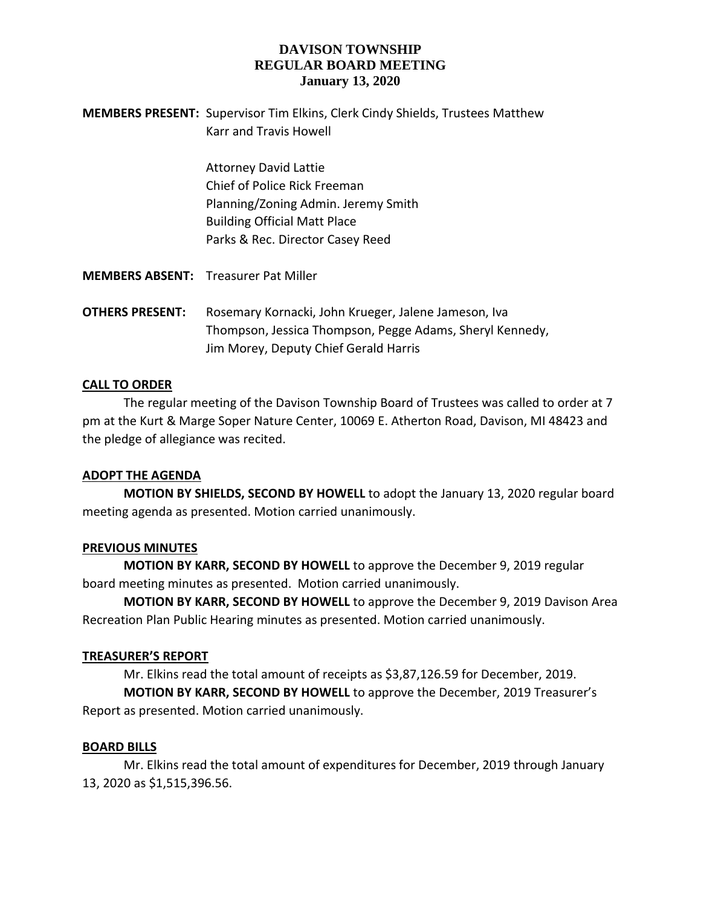# DAVISON TOWNSHIP
## REGULAR BOARD MEETING
### January 13, 2020

**MEMBERS PRESENT:** Supervisor Tim Elkins, Clerk Cindy Shields, Trustees Matthew Karr and Travis Howell

Attorney David Lattie
Chief of Police Rick Freeman
Planning/Zoning Admin. Jeremy Smith
Building Official Matt Place
Parks & Rec. Director Casey Reed

**MEMBERS ABSENT:** Treasurer Pat Miller

**OTHERS PRESENT:** Rosemary Kornacki, John Krueger, Jalene Jameson, Iva Thompson, Jessica Thompson, Pegge Adams, Sheryl Kennedy, Jim Morey, Deputy Chief Gerald Harris

**CALL TO ORDER**

The regular meeting of the Davison Township Board of Trustees was called to order at 7 pm at the Kurt & Marge Soper Nature Center, 10069 E. Atherton Road, Davison, MI 48423 and the pledge of allegiance was recited.

**ADOPT THE AGENDA**

**MOTION BY SHIELDS, SECOND BY HOWELL** to adopt the January 13, 2020 regular board meeting agenda as presented. Motion carried unanimously.

**PREVIOUS MINUTES**

**MOTION BY KARR, SECOND BY HOWELL** to approve the December 9, 2019 regular board meeting minutes as presented. Motion carried unanimously.

**MOTION BY KARR, SECOND BY HOWELL** to approve the December 9, 2019 Davison Area Recreation Plan Public Hearing minutes as presented. Motion carried unanimously.

**TREASURER'S REPORT**

Mr. Elkins read the total amount of receipts as $3,87,126.59 for December, 2019.

**MOTION BY KARR, SECOND BY HOWELL** to approve the December, 2019 Treasurer's Report as presented. Motion carried unanimously.

**BOARD BILLS**

Mr. Elkins read the total amount of expenditures for December, 2019 through January 13, 2020 as $1,515,396.56.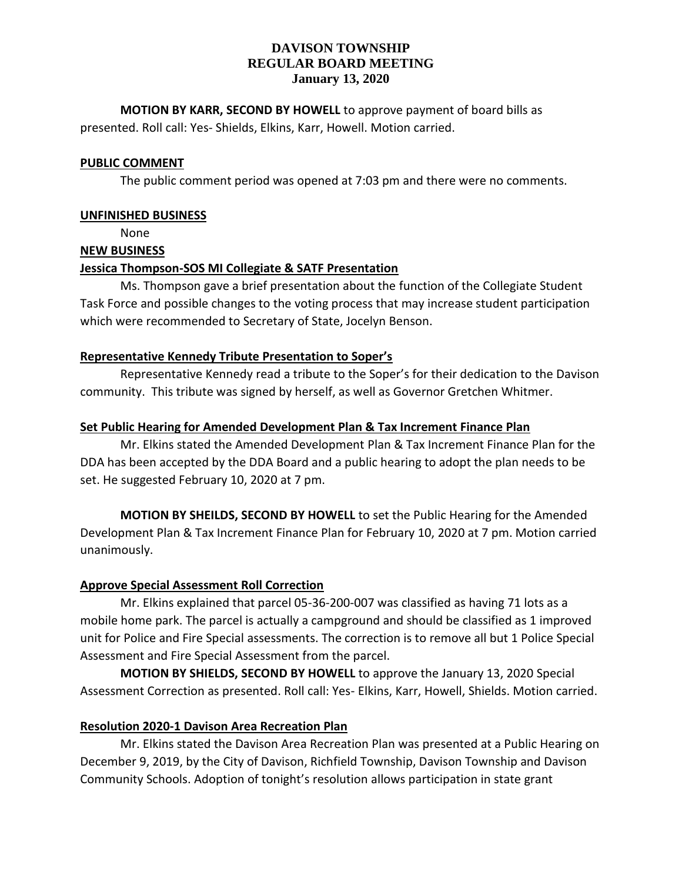# DAVISON TOWNSHIP
## REGULAR BOARD MEETING
### January 13, 2020

**MOTION BY KARR, SECOND BY HOWELL** to approve payment of board bills as presented. Roll call: Yes- Shields, Elkins, Karr, Howell. Motion carried.

**PUBLIC COMMENT**

The public comment period was opened at 7:03 pm and there were no comments.

**UNFINISHED BUSINESS**

None

**NEW BUSINESS**

**Jessica Thompson-SOS MI Collegiate & SATF Presentation**

Ms. Thompson gave a brief presentation about the function of the Collegiate Student Task Force and possible changes to the voting process that may increase student participation which were recommended to Secretary of State, Jocelyn Benson.

**Representative Kennedy Tribute Presentation to Soper's**

Representative Kennedy read a tribute to the Soper's for their dedication to the Davison community. This tribute was signed by herself, as well as Governor Gretchen Whitmer.

**Set Public Hearing for Amended Development Plan & Tax Increment Finance Plan**

Mr. Elkins stated the Amended Development Plan & Tax Increment Finance Plan for the DDA has been accepted by the DDA Board and a public hearing to adopt the plan needs to be set. He suggested February 10, 2020 at 7 pm.

**MOTION BY SHEILDS, SECOND BY HOWELL** to set the Public Hearing for the Amended Development Plan & Tax Increment Finance Plan for February 10, 2020 at 7 pm. Motion carried unanimously.

**Approve Special Assessment Roll Correction**

Mr. Elkins explained that parcel 05-36-200-007 was classified as having 71 lots as a mobile home park. The parcel is actually a campground and should be classified as 1 improved unit for Police and Fire Special assessments. The correction is to remove all but 1 Police Special Assessment and Fire Special Assessment from the parcel.

**MOTION BY SHIELDS, SECOND BY HOWELL** to approve the January 13, 2020 Special Assessment Correction as presented. Roll call: Yes- Elkins, Karr, Howell, Shields. Motion carried.

**Resolution 2020-1 Davison Area Recreation Plan**

Mr. Elkins stated the Davison Area Recreation Plan was presented at a Public Hearing on December 9, 2019, by the City of Davison, Richfield Township, Davison Township and Davison Community Schools. Adoption of tonight's resolution allows participation in state grant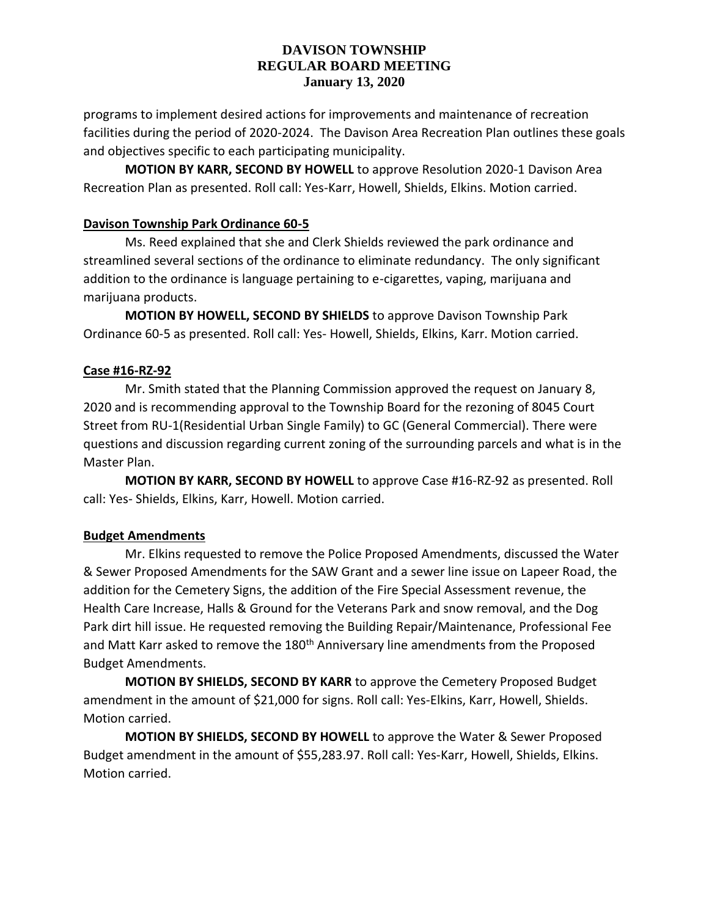programs to implement desired actions for improvements and maintenance of recreation facilities during the period of 2020-2024. The Davison Area Recreation Plan outlines these goals and objectives specific to each participating municipality.

**MOTION BY KARR, SECOND BY HOWELL** to approve Resolution 2020-1 Davison Area Recreation Plan as presented. Roll call: Yes-Karr, Howell, Shields, Elkins. Motion carried.

**Davison Township Park Ordinance 60-5**

Ms. Reed explained that she and Clerk Shields reviewed the park ordinance and streamlined several sections of the ordinance to eliminate redundancy. The only significant addition to the ordinance is language pertaining to e-cigarettes, vaping, marijuana and marijuana products.

**MOTION BY HOWELL, SECOND BY SHIELDS** to approve Davison Township Park Ordinance 60-5 as presented. Roll call: Yes- Howell, Shields, Elkins, Karr. Motion carried.

**Case #16-RZ-92**

Mr. Smith stated that the Planning Commission approved the request on January 8, 2020 and is recommending approval to the Township Board for the rezoning of 8045 Court Street from RU-1(Residential Urban Single Family) to GC (General Commercial). There were questions and discussion regarding current zoning of the surrounding parcels and what is in the Master Plan.

**MOTION BY KARR, SECOND BY HOWELL** to approve Case #16-RZ-92 as presented. Roll call: Yes- Shields, Elkins, Karr, Howell. Motion carried.

**Budget Amendments**

Mr. Elkins requested to remove the Police Proposed Amendments, discussed the Water & Sewer Proposed Amendments for the SAW Grant and a sewer line issue on Lapeer Road, the addition for the Cemetery Signs, the addition of the Fire Special Assessment revenue, the Health Care Increase, Halls & Ground for the Veterans Park and snow removal, and the Dog Park dirt hill issue. He requested removing the Building Repair/Maintenance, Professional Fee and Matt Karr asked to remove the 180th Anniversary line amendments from the Proposed Budget Amendments.

**MOTION BY SHIELDS, SECOND BY KARR** to approve the Cemetery Proposed Budget amendment in the amount of $21,000 for signs. Roll call: Yes-Elkins, Karr, Howell, Shields. Motion carried.

**MOTION BY SHIELDS, SECOND BY HOWELL** to approve the Water & Sewer Proposed Budget amendment in the amount of $55,283.97. Roll call: Yes-Karr, Howell, Shields, Elkins. Motion carried.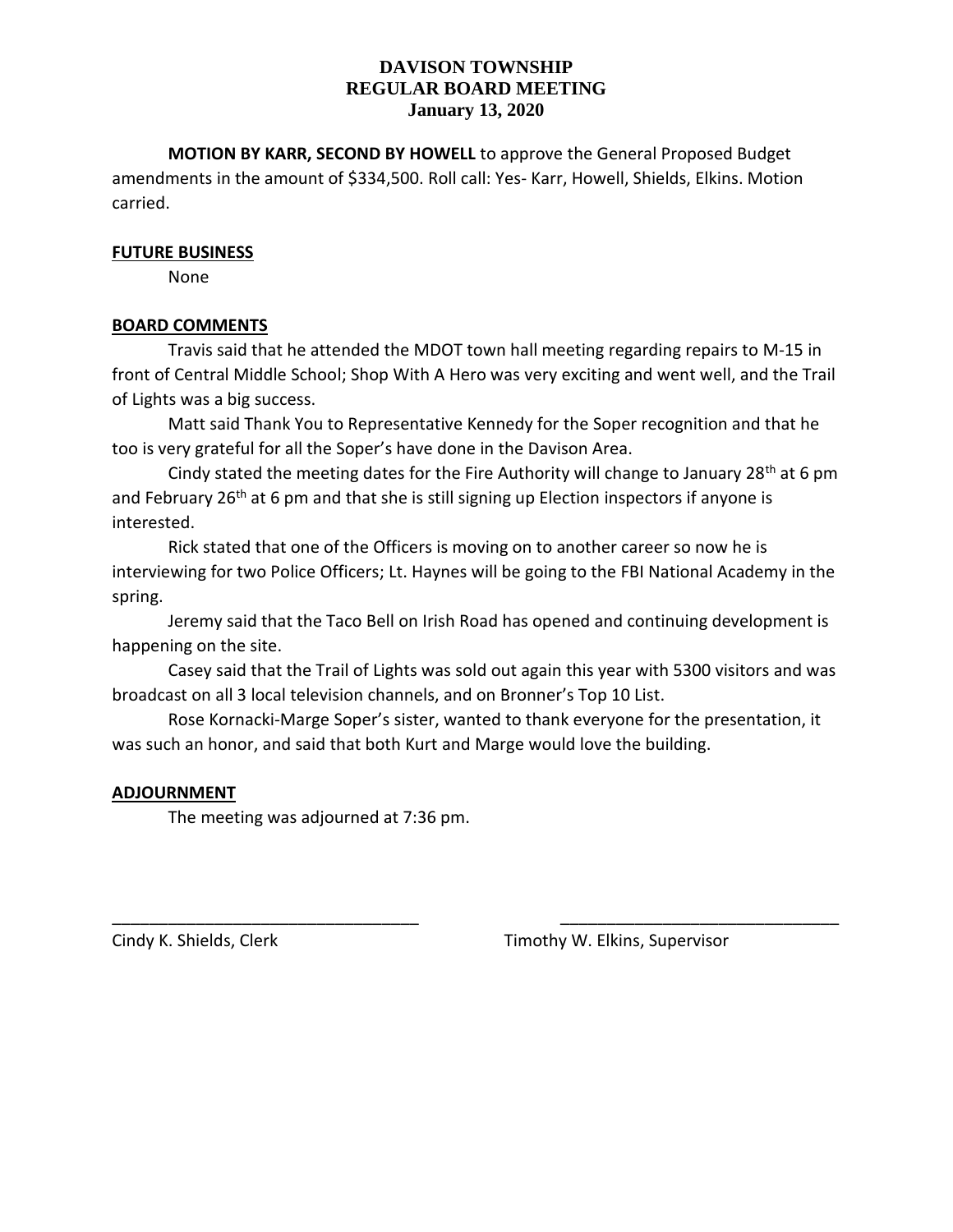# DAVISON TOWNSHIP
## REGULAR BOARD MEETING
### January 13, 2020

**MOTION BY KARR, SECOND BY HOWELL** to approve the General Proposed Budget amendments in the amount of $334,500. Roll call: Yes- Karr, Howell, Shields, Elkins. Motion carried.

**FUTURE BUSINESS**

None

**BOARD COMMENTS**

Travis said that he attended the MDOT town hall meeting regarding repairs to M-15 in front of Central Middle School; Shop With A Hero was very exciting and went well, and the Trail of Lights was a big success.

Matt said Thank You to Representative Kennedy for the Soper recognition and that he too is very grateful for all the Soper's have done in the Davison Area.

Cindy stated the meeting dates for the Fire Authority will change to January 28th at 6 pm and February 26th at 6 pm and that she is still signing up Election inspectors if anyone is interested.

Rick stated that one of the Officers is moving on to another career so now he is interviewing for two Police Officers; Lt. Haynes will be going to the FBI National Academy in the spring.

Jeremy said that the Taco Bell on Irish Road has opened and continuing development is happening on the site.

Casey said that the Trail of Lights was sold out again this year with 5300 visitors and was broadcast on all 3 local television channels, and on Bronner's Top 10 List.

Rose Kornacki-Marge Soper's sister, wanted to thank everyone for the presentation, it was such an honor, and said that both Kurt and Marge would love the building.

**ADJOURNMENT**

The meeting was adjourned at 7:36 pm.

\_\_\_\_\_\_\_\_\_\_\_\_\_\_\_\_\_\_\_\_\_\_\_\_\_\_\_\_\_\_\_\_ \_\_\_\_\_\_\_\_\_\_\_\_\_\_\_\_\_\_\_\_\_\_\_\_\_\_\_\_\_\_\_\_

Cindy K. Shields, Clerk Timothy W. Elkins, Supervisor